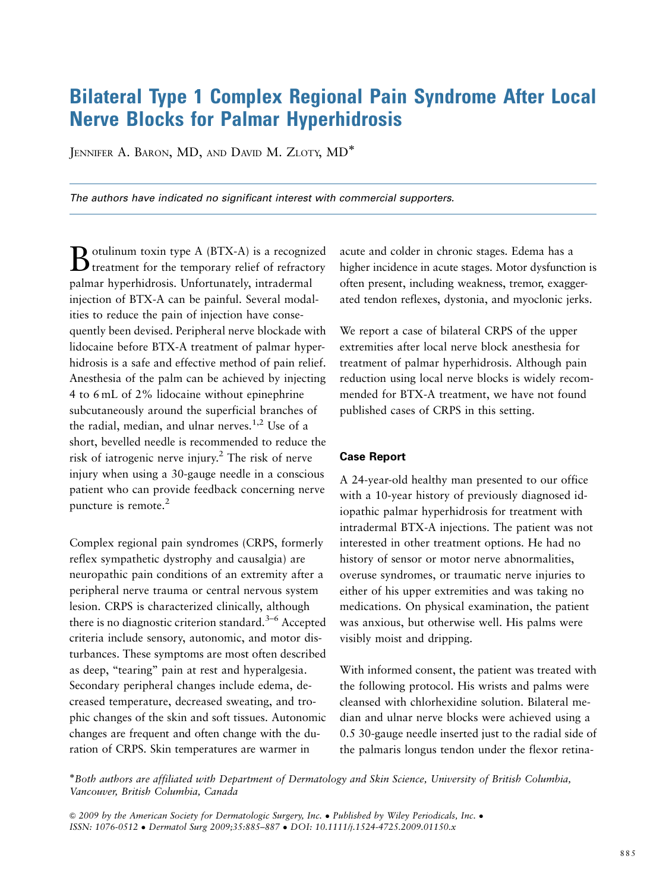# Bilateral Type 1 Complex Regional Pain Syndrome After Local Nerve Blocks for Palmar Hyperhidrosis

JENNIFER A. BARON, MD, AND DAVID M. ZLOTY, MD*

*The authors have indicated no significant interest with commercial supporters.*

Botulinum toxin type A (BTX-A) is a recognized treatment for the temporary relief of refractory palmar hyperhidrosis. Unfortunately, intradermal injection of BTX-A can be painful. Several modalities to reduce the pain of injection have consequently been devised. Peripheral nerve blockade with lidocaine before BTX-A treatment of palmar hyperhidrosis is a safe and effective method of pain relief. Anesthesia of the palm can be achieved by injecting 4 to 6 mL of 2% lidocaine without epinephrine subcutaneously around the superficial branches of the radial, median, and ulnar nerves.[1,2] Use of a short, bevelled needle is recommended to reduce the risk of iatrogenic nerve injury.[2] The risk of nerve injury when using a 30-gauge needle in a conscious patient who can provide feedback concerning nerve puncture is remote.[2]

Complex regional pain syndromes (CRPS, formerly reflex sympathetic dystrophy and causalgia) are neuropathic pain conditions of an extremity after a peripheral nerve trauma or central nervous system lesion. CRPS is characterized clinically, although there is no diagnostic criterion standard.[3–6] Accepted criteria include sensory, autonomic, and motor disturbances. These symptoms are most often described as deep, "tearing" pain at rest and hyperalgesia. Secondary peripheral changes include edema, decreased temperature, decreased sweating, and trophic changes of the skin and soft tissues. Autonomic changes are frequent and often change with the duration of CRPS. Skin temperatures are warmer in acute and colder in chronic stages. Edema has a higher incidence in acute stages. Motor dysfunction is often present, including weakness, tremor, exaggerated tendon reflexes, dystonia, and myoclonic jerks.

We report a case of bilateral CRPS of the upper extremities after local nerve block anesthesia for treatment of palmar hyperhidrosis. Although pain reduction using local nerve blocks is widely recommended for BTX-A treatment, we have not found published cases of CRPS in this setting.

## Case Report

A 24-year-old healthy man presented to our office with a 10-year history of previously diagnosed idiopathic palmar hyperhidrosis for treatment with intradermal BTX-A injections. The patient was not interested in other treatment options. He had no history of sensor or motor nerve abnormalities, overuse syndromes, or traumatic nerve injuries to either of his upper extremities and was taking no medications. On physical examination, the patient was anxious, but otherwise well. His palms were visibly moist and dripping.

With informed consent, the patient was treated with the following protocol. His wrists and palms were cleansed with chlorhexidine solution. Bilateral median and ulnar nerve blocks were achieved using a 0.5 30-gauge needle inserted just to the radial side of the palmaris longus tendon under the flexor retina-

*Both authors are affiliated with Department of Dermatology and Skin Science, University of British Columbia, Vancouver, British Columbia, Canada

*© 2009 by the American Society for Dermatologic Surgery, Inc. • Published by Wiley Periodicals, Inc. • ISSN: 1076-0512 • Dermatol Surg 2009;35:885–887 • DOI: 10.1111/j.1524-4725.2009.01150.x*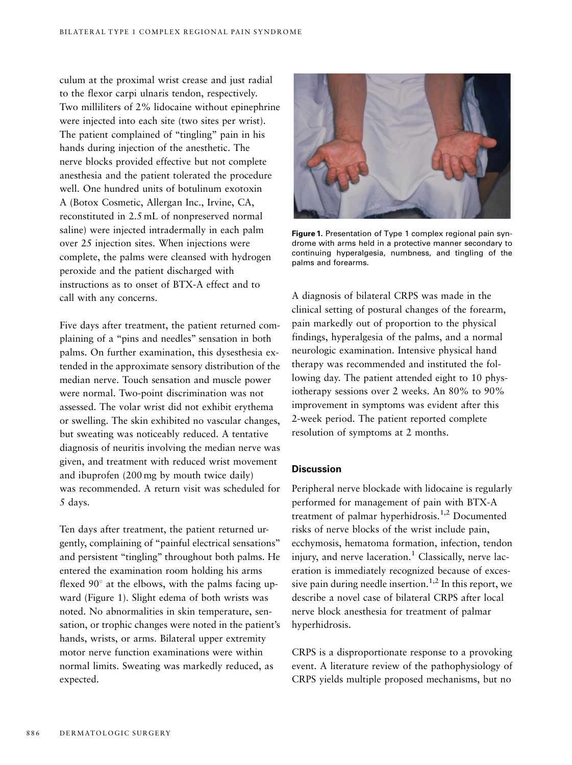culum at the proximal wrist crease and just radial to the flexor carpi ulnaris tendon, respectively. Two milliliters of 2% lidocaine without epinephrine were injected into each site (two sites per wrist). The patient complained of "tingling" pain in his hands during injection of the anesthetic. The nerve blocks provided effective but not complete anesthesia and the patient tolerated the procedure well. One hundred units of botulinum exotoxin A (Botox Cosmetic, Allergan Inc., Irvine, CA, reconstituted in 2.5 mL of nonpreserved normal saline) were injected intradermally in each palm over 25 injection sites. When injections were complete, the palms were cleansed with hydrogen peroxide and the patient discharged with instructions as to onset of BTX-A effect and to call with any concerns.

Five days after treatment, the patient returned complaining of a "pins and needles" sensation in both palms. On further examination, this dysesthesia extended in the approximate sensory distribution of the median nerve. Touch sensation and muscle power were normal. Two-point discrimination was not assessed. The volar wrist did not exhibit erythema or swelling. The skin exhibited no vascular changes, but sweating was noticeably reduced. A tentative diagnosis of neuritis involving the median nerve was given, and treatment with reduced wrist movement and ibuprofen (200 mg by mouth twice daily) was recommended. A return visit was scheduled for 5 days.

Ten days after treatment, the patient returned urgently, complaining of "painful electrical sensations" and persistent "tingling" throughout both palms. He entered the examination room holding his arms flexed 90° at the elbows, with the palms facing upward (Figure 1). Slight edema of both wrists was noted. No abnormalities in skin temperature, sensation, or trophic changes were noted in the patient's hands, wrists, or arms. Bilateral upper extremity motor nerve function examinations were within normal limits. Sweating was markedly reduced, as expected.

**Figure 1.** Presentation of Type 1 complex regional pain syndrome with arms held in a protective manner secondary to continuing hyperalgesia, numbness, and tingling of the palms and forearms.

A diagnosis of bilateral CRPS was made in the clinical setting of postural changes of the forearm, pain markedly out of proportion to the physical findings, hyperalgesia of the palms, and a normal neurologic examination. Intensive physical hand therapy was recommended and instituted the following day. The patient attended eight to 10 physiotherapy sessions over 2 weeks. An 80% to 90% improvement in symptoms was evident after this 2-week period. The patient reported complete resolution of symptoms at 2 months.

## Discussion

Peripheral nerve blockade with lidocaine is regularly performed for management of pain with BTX-A treatment of palmar hyperhidrosis.[1,2] Documented risks of nerve blocks of the wrist include pain, ecchymosis, hematoma formation, infection, tendon injury, and nerve laceration.[1] Classically, nerve laceration is immediately recognized because of excessive pain during needle insertion.[1,2] In this report, we describe a novel case of bilateral CRPS after local nerve block anesthesia for treatment of palmar hyperhidrosis.

CRPS is a disproportionate response to a provoking event. A literature review of the pathophysiology of CRPS yields multiple proposed mechanisms, but no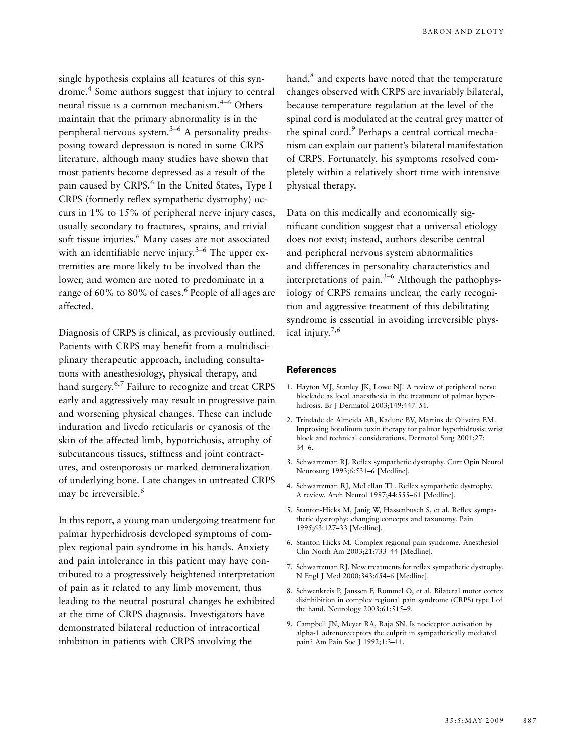single hypothesis explains all features of this syndrome.[4] Some authors suggest that injury to central neural tissue is a common mechanism.[4–6] Others maintain that the primary abnormality is in the peripheral nervous system.[3–6] A personality predisposing toward depression is noted in some CRPS literature, although many studies have shown that most patients become depressed as a result of the pain caused by CRPS.[6] In the United States, Type I CRPS (formerly reflex sympathetic dystrophy) occurs in 1% to 15% of peripheral nerve injury cases, usually secondary to fractures, sprains, and trivial soft tissue injuries.[6] Many cases are not associated with an identifiable nerve injury.[3–6] The upper extremities are more likely to be involved than the lower, and women are noted to predominate in a range of 60% to 80% of cases.[6] People of all ages are affected.

Diagnosis of CRPS is clinical, as previously outlined. Patients with CRPS may benefit from a multidisciplinary therapeutic approach, including consultations with anesthesiology, physical therapy, and hand surgery.[6,7] Failure to recognize and treat CRPS early and aggressively may result in progressive pain and worsening physical changes. These can include induration and livedo reticularis or cyanosis of the skin of the affected limb, hypotrichosis, atrophy of subcutaneous tissues, stiffness and joint contractures, and osteoporosis or marked demineralization of underlying bone. Late changes in untreated CRPS may be irreversible.[6]

In this report, a young man undergoing treatment for palmar hyperhidrosis developed symptoms of complex regional pain syndrome in his hands. Anxiety and pain intolerance in this patient may have contributed to a progressively heightened interpretation of pain as it related to any limb movement, thus leading to the neutral postural changes he exhibited at the time of CRPS diagnosis. Investigators have demonstrated bilateral reduction of intracortical inhibition in patients with CRPS involving the hand,[8] and experts have noted that the temperature changes observed with CRPS are invariably bilateral, because temperature regulation at the level of the spinal cord is modulated at the central grey matter of the spinal cord.[9] Perhaps a central cortical mechanism can explain our patient's bilateral manifestation of CRPS. Fortunately, his symptoms resolved completely within a relatively short time with intensive physical therapy.

Data on this medically and economically significant condition suggest that a universal etiology does not exist; instead, authors describe central and peripheral nervous system abnormalities and differences in personality characteristics and interpretations of pain.[3–6] Although the pathophysiology of CRPS remains unclear, the early recognition and aggressive treatment of this debilitating syndrome is essential in avoiding irreversible physical injury.[7,6]

## References

1. Hayton MJ, Stanley JK, Lowe NJ. A review of peripheral nerve blockade as local anaesthesia in the treatment of palmar hyperhidrosis. Br J Dermatol 2003;149:447–51.
2. Trindade de Almeida AR, Kadunc BV, Martins de Oliveira EM. Improving botulinum toxin therapy for palmar hyperhidrosis: wrist block and technical considerations. Dermatol Surg 2001;27: 34–6.
3. Schwartzman RJ. Reflex sympathetic dystrophy. Curr Opin Neurol Neurosurg 1993;6:531–6 [Medline].
4. Schwartzman RJ, McLellan TL. Reflex sympathetic dystrophy. A review. Arch Neurol 1987;44:555–61 [Medline].
5. Stanton-Hicks M, Janig W, Hassenbusch S, et al. Reflex sympathetic dystrophy: changing concepts and taxonomy. Pain 1995;63:127–33 [Medline].
6. Stanton-Hicks M. Complex regional pain syndrome. Anesthesiol Clin North Am 2003;21:733–44 [Medline].
7. Schwartzman RJ. New treatments for reflex sympathetic dystrophy. N Engl J Med 2000;343:654–6 [Medline].
8. Schwenkreis P, Janssen F, Rommel O, et al. Bilateral motor cortex disinhibition in complex regional pain syndrome (CRPS) type I of the hand. Neurology 2003;61:515–9.
9. Campbell JN, Meyer RA, Raja SN. Is nociceptor activation by alpha-1 adrenoreceptors the culprit in sympathetically mediated pain? Am Pain Soc J 1992;1:3–11.